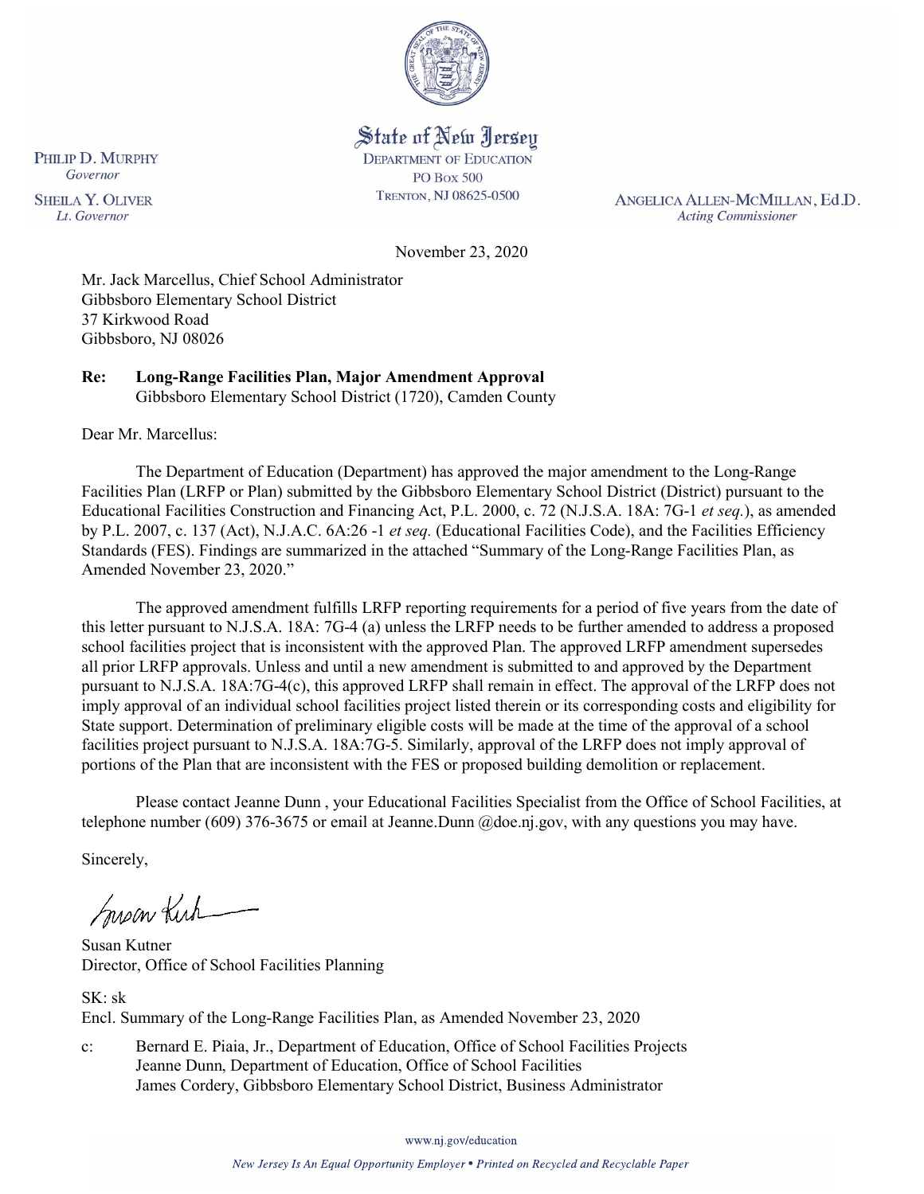State of New Jersey
DEPARTMENT OF EDUCATION
PO Box 500
TRENTON, NJ 08625-0500

PHILIP D. MURPHY
*Governor*

SHEILA Y. OLIVER
*Lt. Governor*

ANGELICA ALLEN-MCMILLAN, Ed.D.
*Acting Commissioner*

November 23, 2020

Mr. Jack Marcellus, Chief School Administrator
Gibbsboro Elementary School District
37 Kirkwood Road
Gibbsboro, NJ 08026

**Re: Long-Range Facilities Plan, Major Amendment Approval**
Gibbsboro Elementary School District (1720), Camden County

Dear Mr. Marcellus:

The Department of Education (Department) has approved the major amendment to the Long-Range Facilities Plan (LRFP or Plan) submitted by the Gibbsboro Elementary School District (District) pursuant to the Educational Facilities Construction and Financing Act, P.L. 2000, c. 72 (N.J.S.A. 18A: 7G-1 *et seq.*), as amended by P.L. 2007, c. 137 (Act), N.J.A.C. 6A:26 -1 *et seq.* (Educational Facilities Code), and the Facilities Efficiency Standards (FES). Findings are summarized in the attached "Summary of the Long-Range Facilities Plan, as Amended November 23, 2020."

The approved amendment fulfills LRFP reporting requirements for a period of five years from the date of this letter pursuant to N.J.S.A. 18A: 7G-4 (a) unless the LRFP needs to be further amended to address a proposed school facilities project that is inconsistent with the approved Plan. The approved LRFP amendment supersedes all prior LRFP approvals. Unless and until a new amendment is submitted to and approved by the Department pursuant to N.J.S.A. 18A:7G-4(c), this approved LRFP shall remain in effect. The approval of the LRFP does not imply approval of an individual school facilities project listed therein or its corresponding costs and eligibility for State support. Determination of preliminary eligible costs will be made at the time of the approval of a school facilities project pursuant to N.J.S.A. 18A:7G-5. Similarly, approval of the LRFP does not imply approval of portions of the Plan that are inconsistent with the FES or proposed building demolition or replacement.

Please contact Jeanne Dunn , your Educational Facilities Specialist from the Office of School Facilities, at telephone number (609) 376-3675 or email at Jeanne.Dunn @doe.nj.gov, with any questions you may have.

Sincerely,

Susan Kutner
Director, Office of School Facilities Planning

SK: sk
Encl. Summary of the Long-Range Facilities Plan, as Amended November 23, 2020

c: Bernard E. Piaia, Jr., Department of Education, Office of School Facilities Projects
Jeanne Dunn, Department of Education, Office of School Facilities
James Cordery, Gibbsboro Elementary School District, Business Administrator

www.nj.gov/education

*New Jersey Is An Equal Opportunity Employer • Printed on Recycled and Recyclable Paper*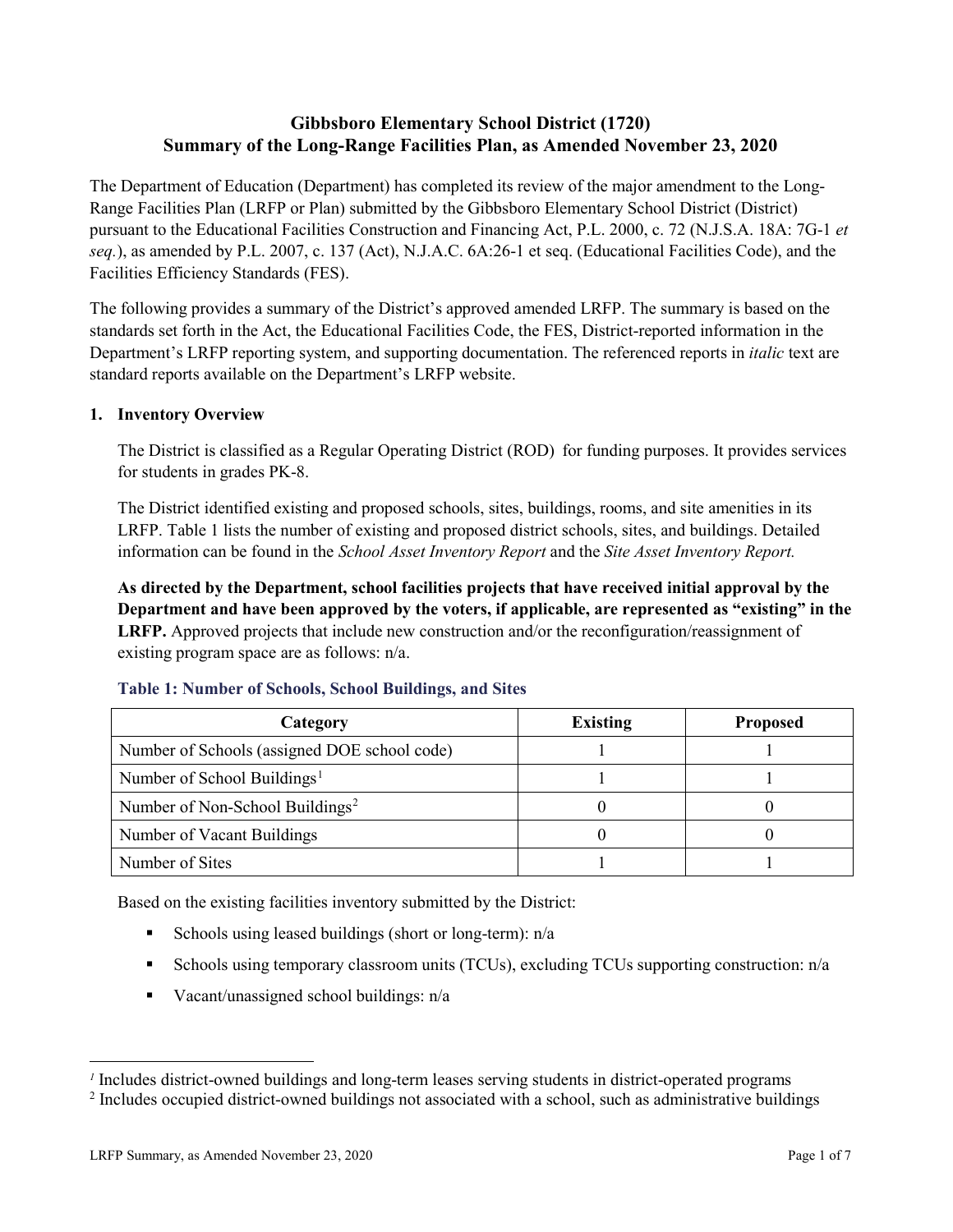# Gibbsboro Elementary School District (1720)
# Summary of the Long-Range Facilities Plan, as Amended November 23, 2020

The Department of Education (Department) has completed its review of the major amendment to the Long-Range Facilities Plan (LRFP or Plan) submitted by the Gibbsboro Elementary School District (District) pursuant to the Educational Facilities Construction and Financing Act, P.L. 2000, c. 72 (N.J.S.A. 18A: 7G-1 *et seq.*), as amended by P.L. 2007, c. 137 (Act), N.J.A.C. 6A:26-1 et seq. (Educational Facilities Code), and the Facilities Efficiency Standards (FES).

The following provides a summary of the District's approved amended LRFP. The summary is based on the standards set forth in the Act, the Educational Facilities Code, the FES, District-reported information in the Department's LRFP reporting system, and supporting documentation. The referenced reports in *italic* text are standard reports available on the Department's LRFP website.

## 1. Inventory Overview

The District is classified as a Regular Operating District (ROD) for funding purposes. It provides services for students in grades PK-8.

The District identified existing and proposed schools, sites, buildings, rooms, and site amenities in its LRFP. Table 1 lists the number of existing and proposed district schools, sites, and buildings. Detailed information can be found in the *School Asset Inventory Report* and the *Site Asset Inventory Report.*

**As directed by the Department, school facilities projects that have received initial approval by the Department and have been approved by the voters, if applicable, are represented as "existing" in the LRFP.** Approved projects that include new construction and/or the reconfiguration/reassignment of existing program space are as follows: n/a.

### Table 1: Number of Schools, School Buildings, and Sites

| Category | Existing | Proposed |
|---|---|---|
| Number of Schools (assigned DOE school code) | 1 | 1 |
| Number of School Buildings[1] | 1 | 1 |
| Number of Non-School Buildings[2] | 0 | 0 |
| Number of Vacant Buildings | 0 | 0 |
| Number of Sites | 1 | 1 |

Based on the existing facilities inventory submitted by the District:

- Schools using leased buildings (short or long-term): n/a
- Schools using temporary classroom units (TCUs), excluding TCUs supporting construction: n/a
- Vacant/unassigned school buildings: n/a

[1] Includes district-owned buildings and long-term leases serving students in district-operated programs

[2] Includes occupied district-owned buildings not associated with a school, such as administrative buildings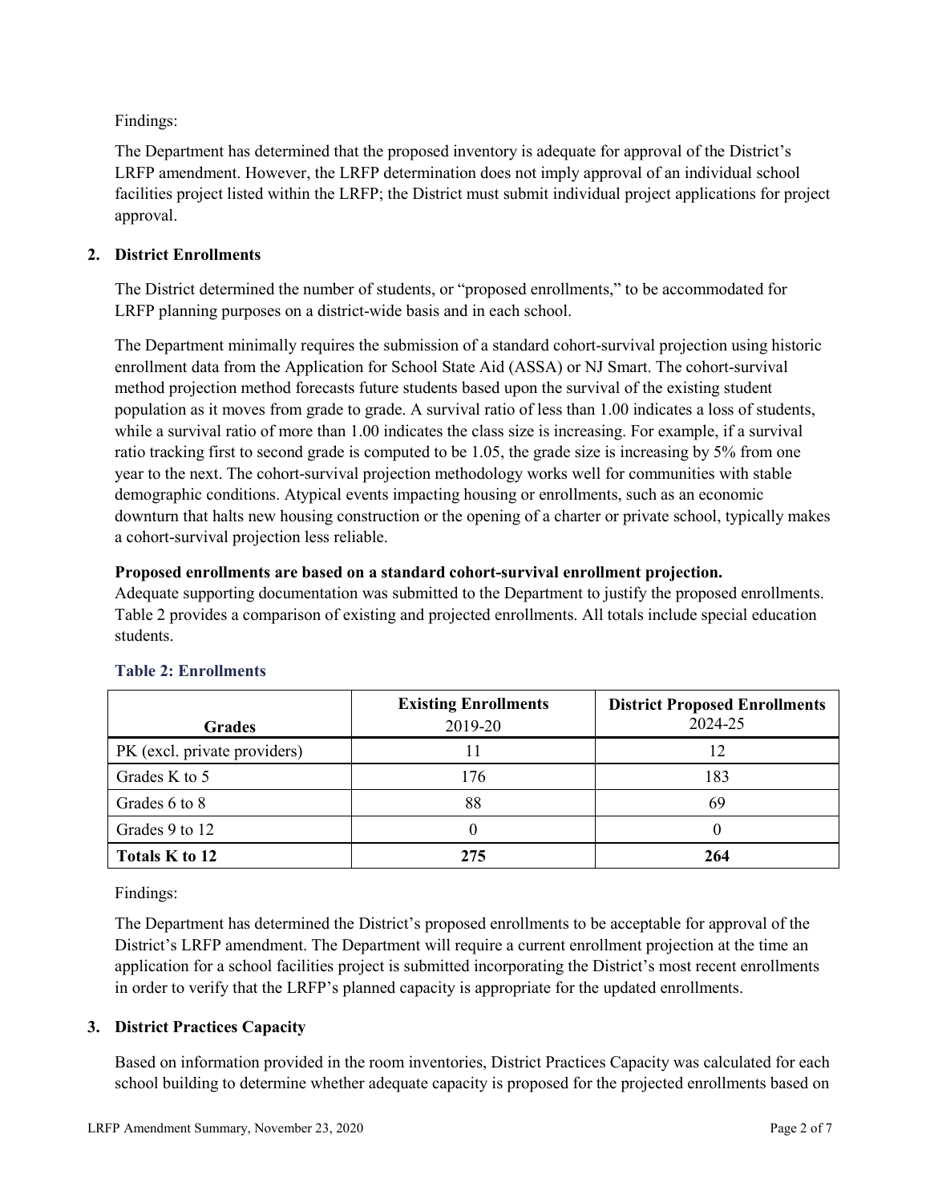Findings:

The Department has determined that the proposed inventory is adequate for approval of the District's LRFP amendment. However, the LRFP determination does not imply approval of an individual school facilities project listed within the LRFP; the District must submit individual project applications for project approval.

## 2. District Enrollments

The District determined the number of students, or "proposed enrollments," to be accommodated for LRFP planning purposes on a district-wide basis and in each school.

The Department minimally requires the submission of a standard cohort-survival projection using historic enrollment data from the Application for School State Aid (ASSA) or NJ Smart. The cohort-survival method projection method forecasts future students based upon the survival of the existing student population as it moves from grade to grade. A survival ratio of less than 1.00 indicates a loss of students, while a survival ratio of more than 1.00 indicates the class size is increasing. For example, if a survival ratio tracking first to second grade is computed to be 1.05, the grade size is increasing by 5% from one year to the next. The cohort-survival projection methodology works well for communities with stable demographic conditions. Atypical events impacting housing or enrollments, such as an economic downturn that halts new housing construction or the opening of a charter or private school, typically makes a cohort-survival projection less reliable.

**Proposed enrollments are based on a standard cohort-survival enrollment projection.**
Adequate supporting documentation was submitted to the Department to justify the proposed enrollments. Table 2 provides a comparison of existing and projected enrollments. All totals include special education students.

### Table 2: Enrollments

| Grades | **Existing Enrollments** 2019-20 | **District Proposed Enrollments** 2024-25 |
|---|---|---|
| PK (excl. private providers) | 11 | 12 |
| Grades K to 5 | 176 | 183 |
| Grades 6 to 8 | 88 | 69 |
| Grades 9 to 12 | 0 | 0 |
| **Totals K to 12** | **275** | **264** |

Findings:

The Department has determined the District's proposed enrollments to be acceptable for approval of the District's LRFP amendment. The Department will require a current enrollment projection at the time an application for a school facilities project is submitted incorporating the District's most recent enrollments in order to verify that the LRFP's planned capacity is appropriate for the updated enrollments.

## 3. District Practices Capacity

Based on information provided in the room inventories, District Practices Capacity was calculated for each school building to determine whether adequate capacity is proposed for the projected enrollments based on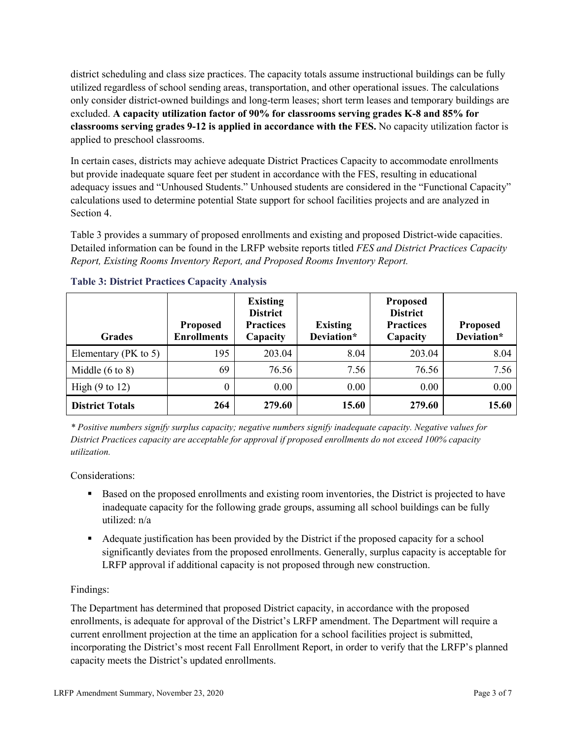district scheduling and class size practices. The capacity totals assume instructional buildings can be fully utilized regardless of school sending areas, transportation, and other operational issues. The calculations only consider district-owned buildings and long-term leases; short term leases and temporary buildings are excluded. **A capacity utilization factor of 90% for classrooms serving grades K-8 and 85% for classrooms serving grades 9-12 is applied in accordance with the FES.** No capacity utilization factor is applied to preschool classrooms.

In certain cases, districts may achieve adequate District Practices Capacity to accommodate enrollments but provide inadequate square feet per student in accordance with the FES, resulting in educational adequacy issues and "Unhoused Students." Unhoused students are considered in the "Functional Capacity" calculations used to determine potential State support for school facilities projects and are analyzed in Section 4.

Table 3 provides a summary of proposed enrollments and existing and proposed District-wide capacities. Detailed information can be found in the LRFP website reports titled *FES and District Practices Capacity Report, Existing Rooms Inventory Report, and Proposed Rooms Inventory Report.*

### Table 3: District Practices Capacity Analysis

| Grades | Proposed Enrollments | Existing District Practices Capacity | Existing Deviation* | Proposed District Practices Capacity | Proposed Deviation* |
|---|---|---|---|---|---|
| Elementary (PK to 5) | 195 | 203.04 | 8.04 | 203.04 | 8.04 |
| Middle (6 to 8) | 69 | 76.56 | 7.56 | 76.56 | 7.56 |
| High (9 to 12) | 0 | 0.00 | 0.00 | 0.00 | 0.00 |
| **District Totals** | **264** | **279.60** | **15.60** | **279.60** | **15.60** |

*\* Positive numbers signify surplus capacity; negative numbers signify inadequate capacity. Negative values for District Practices capacity are acceptable for approval if proposed enrollments do not exceed 100% capacity utilization.*

Considerations:

- Based on the proposed enrollments and existing room inventories, the District is projected to have inadequate capacity for the following grade groups, assuming all school buildings can be fully utilized: n/a
- Adequate justification has been provided by the District if the proposed capacity for a school significantly deviates from the proposed enrollments. Generally, surplus capacity is acceptable for LRFP approval if additional capacity is not proposed through new construction.

Findings:

The Department has determined that proposed District capacity, in accordance with the proposed enrollments, is adequate for approval of the District's LRFP amendment. The Department will require a current enrollment projection at the time an application for a school facilities project is submitted, incorporating the District's most recent Fall Enrollment Report, in order to verify that the LRFP's planned capacity meets the District's updated enrollments.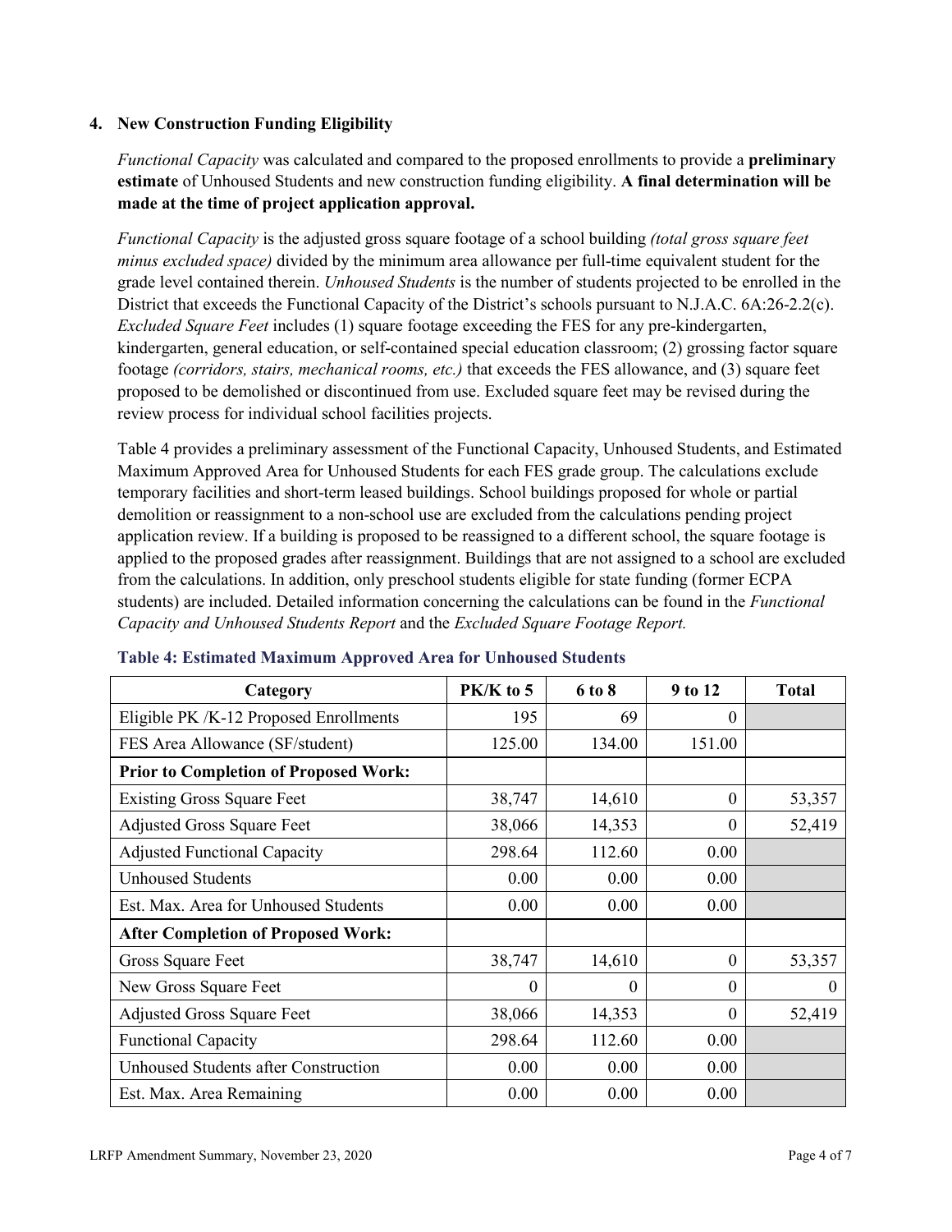## 4. New Construction Funding Eligibility

*Functional Capacity* was calculated and compared to the proposed enrollments to provide a **preliminary estimate** of Unhoused Students and new construction funding eligibility. **A final determination will be made at the time of project application approval.**

*Functional Capacity* is the adjusted gross square footage of a school building *(total gross square feet minus excluded space)* divided by the minimum area allowance per full-time equivalent student for the grade level contained therein. *Unhoused Students* is the number of students projected to be enrolled in the District that exceeds the Functional Capacity of the District's schools pursuant to N.J.A.C. 6A:26-2.2(c). *Excluded Square Feet* includes (1) square footage exceeding the FES for any pre-kindergarten, kindergarten, general education, or self-contained special education classroom; (2) grossing factor square footage *(corridors, stairs, mechanical rooms, etc.)* that exceeds the FES allowance, and (3) square feet proposed to be demolished or discontinued from use. Excluded square feet may be revised during the review process for individual school facilities projects.

Table 4 provides a preliminary assessment of the Functional Capacity, Unhoused Students, and Estimated Maximum Approved Area for Unhoused Students for each FES grade group. The calculations exclude temporary facilities and short-term leased buildings. School buildings proposed for whole or partial demolition or reassignment to a non-school use are excluded from the calculations pending project application review. If a building is proposed to be reassigned to a different school, the square footage is applied to the proposed grades after reassignment. Buildings that are not assigned to a school are excluded from the calculations. In addition, only preschool students eligible for state funding (former ECPA students) are included. Detailed information concerning the calculations can be found in the *Functional Capacity and Unhoused Students Report* and the *Excluded Square Footage Report.*

**Table 4: Estimated Maximum Approved Area for Unhoused Students**

| Category | PK/K to 5 | 6 to 8 | 9 to 12 | Total |
|---|---|---|---|---|
| Eligible PK /K-12 Proposed Enrollments | 195 | 69 | 0 | |
| FES Area Allowance (SF/student) | 125.00 | 134.00 | 151.00 | |
| **Prior to Completion of Proposed Work:** | | | | |
| Existing Gross Square Feet | 38,747 | 14,610 | 0 | 53,357 |
| Adjusted Gross Square Feet | 38,066 | 14,353 | 0 | 52,419 |
| Adjusted Functional Capacity | 298.64 | 112.60 | 0.00 | |
| Unhoused Students | 0.00 | 0.00 | 0.00 | |
| Est. Max. Area for Unhoused Students | 0.00 | 0.00 | 0.00 | |
| **After Completion of Proposed Work:** | | | | |
| Gross Square Feet | 38,747 | 14,610 | 0 | 53,357 |
| New Gross Square Feet | 0 | 0 | 0 | 0 |
| Adjusted Gross Square Feet | 38,066 | 14,353 | 0 | 52,419 |
| Functional Capacity | 298.64 | 112.60 | 0.00 | |
| Unhoused Students after Construction | 0.00 | 0.00 | 0.00 | |
| Est. Max. Area Remaining | 0.00 | 0.00 | 0.00 | |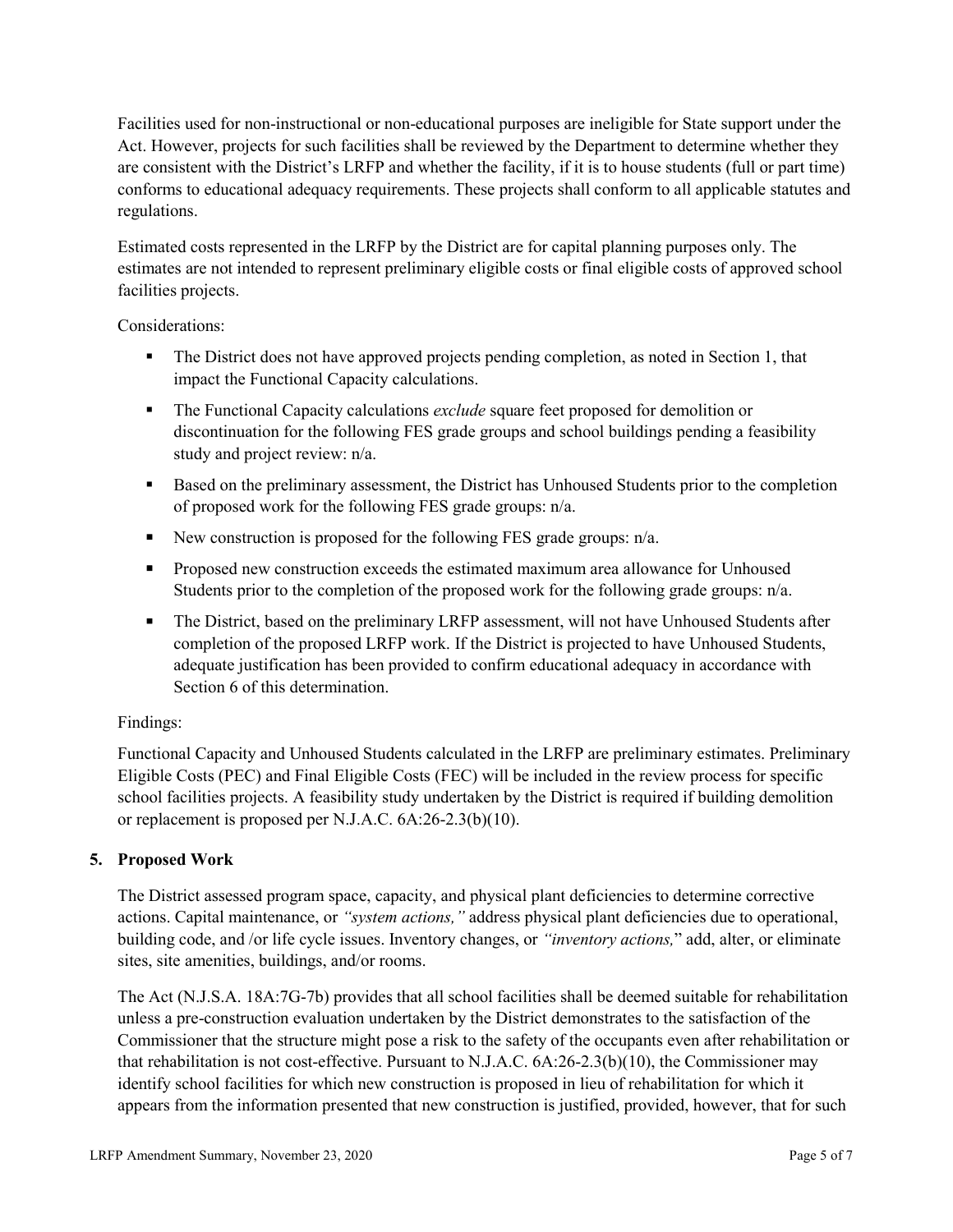Facilities used for non-instructional or non-educational purposes are ineligible for State support under the Act. However, projects for such facilities shall be reviewed by the Department to determine whether they are consistent with the District's LRFP and whether the facility, if it is to house students (full or part time) conforms to educational adequacy requirements. These projects shall conform to all applicable statutes and regulations.

Estimated costs represented in the LRFP by the District are for capital planning purposes only. The estimates are not intended to represent preliminary eligible costs or final eligible costs of approved school facilities projects.

Considerations:

- The District does not have approved projects pending completion, as noted in Section 1, that impact the Functional Capacity calculations.
- The Functional Capacity calculations *exclude* square feet proposed for demolition or discontinuation for the following FES grade groups and school buildings pending a feasibility study and project review: n/a.
- Based on the preliminary assessment, the District has Unhoused Students prior to the completion of proposed work for the following FES grade groups: n/a.
- New construction is proposed for the following FES grade groups: n/a.
- Proposed new construction exceeds the estimated maximum area allowance for Unhoused Students prior to the completion of the proposed work for the following grade groups: n/a.
- The District, based on the preliminary LRFP assessment, will not have Unhoused Students after completion of the proposed LRFP work. If the District is projected to have Unhoused Students, adequate justification has been provided to confirm educational adequacy in accordance with Section 6 of this determination.

Findings:

Functional Capacity and Unhoused Students calculated in the LRFP are preliminary estimates. Preliminary Eligible Costs (PEC) and Final Eligible Costs (FEC) will be included in the review process for specific school facilities projects. A feasibility study undertaken by the District is required if building demolition or replacement is proposed per N.J.A.C. 6A:26-2.3(b)(10).

## 5. Proposed Work

The District assessed program space, capacity, and physical plant deficiencies to determine corrective actions. Capital maintenance, or *"system actions,"* address physical plant deficiencies due to operational, building code, and /or life cycle issues. Inventory changes, or *"inventory actions,"* add, alter, or eliminate sites, site amenities, buildings, and/or rooms.

The Act (N.J.S.A. 18A:7G-7b) provides that all school facilities shall be deemed suitable for rehabilitation unless a pre-construction evaluation undertaken by the District demonstrates to the satisfaction of the Commissioner that the structure might pose a risk to the safety of the occupants even after rehabilitation or that rehabilitation is not cost-effective. Pursuant to N.J.A.C. 6A:26-2.3(b)(10), the Commissioner may identify school facilities for which new construction is proposed in lieu of rehabilitation for which it appears from the information presented that new construction is justified, provided, however, that for such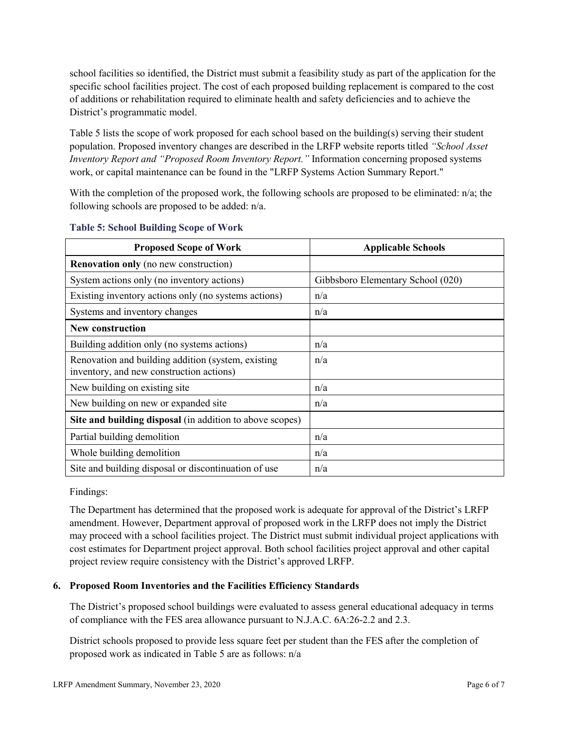school facilities so identified, the District must submit a feasibility study as part of the application for the specific school facilities project. The cost of each proposed building replacement is compared to the cost of additions or rehabilitation required to eliminate health and safety deficiencies and to achieve the District's programmatic model.

Table 5 lists the scope of work proposed for each school based on the building(s) serving their student population. Proposed inventory changes are described in the LRFP website reports titled *"School Asset Inventory Report and "Proposed Room Inventory Report."* Information concerning proposed systems work, or capital maintenance can be found in the "LRFP Systems Action Summary Report."

With the completion of the proposed work, the following schools are proposed to be eliminated: n/a; the following schools are proposed to be added: n/a.

**Table 5: School Building Scope of Work**

| Proposed Scope of Work | Applicable Schools |
|---|---|
| **Renovation only** (no new construction) | |
| System actions only (no inventory actions) | Gibbsboro Elementary School (020) |
| Existing inventory actions only (no systems actions) | n/a |
| Systems and inventory changes | n/a |
| **New construction** | |
| Building addition only (no systems actions) | n/a |
| Renovation and building addition (system, existing inventory, and new construction actions) | n/a |
| New building on existing site | n/a |
| New building on new or expanded site | n/a |
| **Site and building disposal** (in addition to above scopes) | |
| Partial building demolition | n/a |
| Whole building demolition | n/a |
| Site and building disposal or discontinuation of use | n/a |

Findings:

The Department has determined that the proposed work is adequate for approval of the District's LRFP amendment. However, Department approval of proposed work in the LRFP does not imply the District may proceed with a school facilities project. The District must submit individual project applications with cost estimates for Department project approval. Both school facilities project approval and other capital project review require consistency with the District's approved LRFP.

### 6. Proposed Room Inventories and the Facilities Efficiency Standards

The District's proposed school buildings were evaluated to assess general educational adequacy in terms of compliance with the FES area allowance pursuant to N.J.A.C. 6A:26-2.2 and 2.3.

District schools proposed to provide less square feet per student than the FES after the completion of proposed work as indicated in Table 5 are as follows: n/a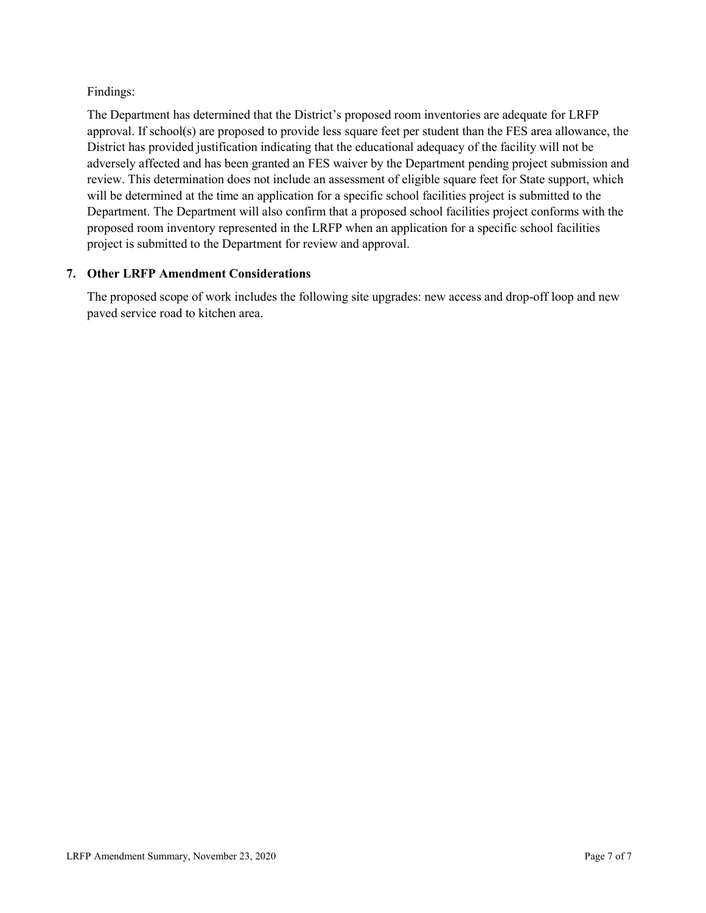Findings:

The Department has determined that the District's proposed room inventories are adequate for LRFP approval. If school(s) are proposed to provide less square feet per student than the FES area allowance, the District has provided justification indicating that the educational adequacy of the facility will not be adversely affected and has been granted an FES waiver by the Department pending project submission and review. This determination does not include an assessment of eligible square feet for State support, which will be determined at the time an application for a specific school facilities project is submitted to the Department. The Department will also confirm that a proposed school facilities project conforms with the proposed room inventory represented in the LRFP when an application for a specific school facilities project is submitted to the Department for review and approval.

## 7. Other LRFP Amendment Considerations

The proposed scope of work includes the following site upgrades: new access and drop-off loop and new paved service road to kitchen area.